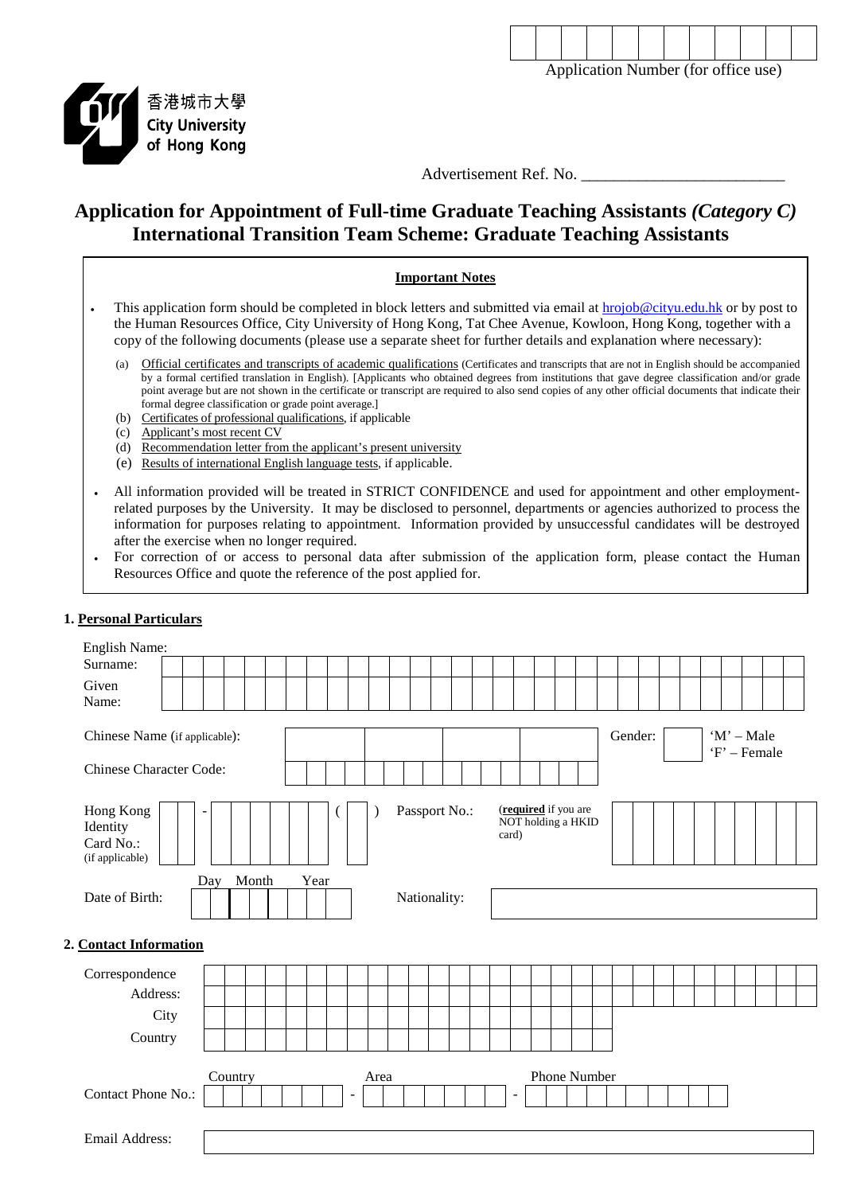Application Number (for office use)

香港城市大學
City University of Hong Kong

Advertisement Ref. No. ________________________

# Application for Appointment of Full-time Graduate Teaching Assistants *(Category C)* International Transition Team Scheme: Graduate Teaching Assistants

**Important Notes**

- This application form should be completed in block letters and submitted via email at hrojob@cityu.edu.hk or by post to the Human Resources Office, City University of Hong Kong, Tat Chee Avenue, Kowloon, Hong Kong, together with a copy of the following documents (please use a separate sheet for further details and explanation where necessary):
  - (a) Official certificates and transcripts of academic qualifications (Certificates and transcripts that are not in English should be accompanied by a formal certified translation in English). [Applicants who obtained degrees from institutions that gave degree classification and/or grade point average but are not shown in the certificate or transcript are required to also send copies of any other official documents that indicate their formal degree classification or grade point average.]
  - (b) Certificates of professional qualifications, if applicable
  - (c) Applicant's most recent CV
  - (d) Recommendation letter from the applicant's present university
  - (e) Results of international English language tests, if applicable.
- All information provided will be treated in STRICT CONFIDENCE and used for appointment and other employment-related purposes by the University. It may be disclosed to personnel, departments or agencies authorized to process the information for purposes relating to appointment. Information provided by unsuccessful candidates will be destroyed after the exercise when no longer required.
- For correction of or access to personal data after submission of the application form, please contact the Human Resources Office and quote the reference of the post applied for.

## 1. Personal Particulars

English Name:

Surname:

Given Name:

Chinese Name (if applicable):

Gender: 'M' – Male 'F' – Female

Chinese Character Code:

Hong Kong Identity Card No.: (if applicable) ___ - ______ ( )

Passport No.: (**required** if you are NOT holding a HKID card)

Date of Birth: Day Month Year

Nationality:

## 2. Contact Information

Correspondence Address:

City

Country

Contact Phone No.: Country - Area - Phone Number

Email Address: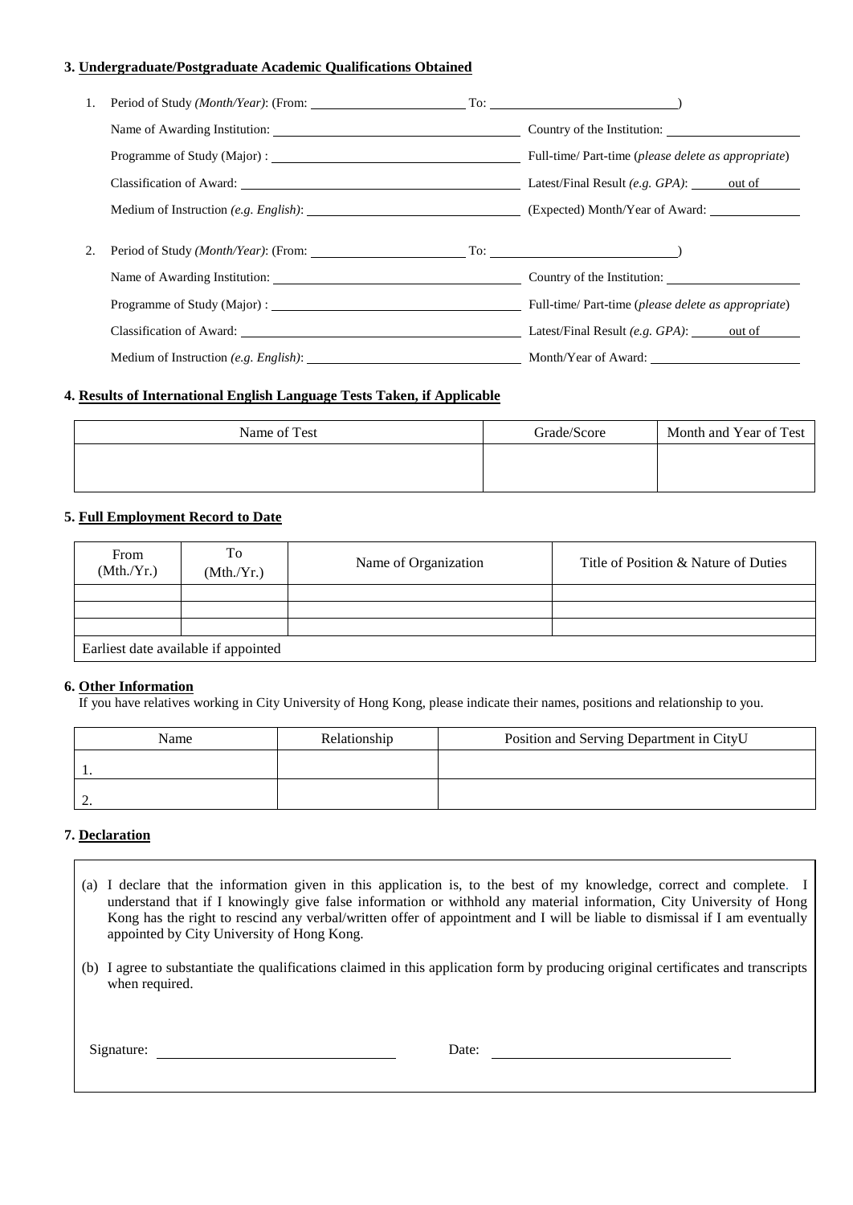### 3. Undergraduate/Postgraduate Academic Qualifications Obtained

1. Period of Study *(Month/Year)*: (From: \_\_\_\_\_\_\_\_\_\_\_\_\_\_\_\_\_\_\_\_ To: \_\_\_\_\_\_\_\_\_\_\_\_\_\_\_\_\_\_\_\_)

   Name of Awarding Institution: \_\_\_\_\_\_\_\_\_\_\_\_\_\_\_\_\_\_\_\_ Country of the Institution: \_\_\_\_\_\_\_\_\_\_\_\_\_\_\_\_\_\_\_\_

   Programme of Study (Major) : \_\_\_\_\_\_\_\_\_\_\_\_\_\_\_\_\_\_\_\_ Full-time/ Part-time (*please delete as appropriate*)

   Classification of Award: \_\_\_\_\_\_\_\_\_\_\_\_\_\_\_\_\_\_\_\_ Latest/Final Result *(e.g. GPA)*: \_\_\_\_\_\_ out of \_\_\_\_\_\_

   Medium of Instruction *(e.g. English)*: \_\_\_\_\_\_\_\_\_\_\_\_\_\_\_\_\_\_\_\_ (Expected) Month/Year of Award: \_\_\_\_\_\_\_\_\_\_\_\_\_\_\_\_\_\_\_\_

2. Period of Study *(Month/Year)*: (From: \_\_\_\_\_\_\_\_\_\_\_\_\_\_\_\_\_\_\_\_ To: \_\_\_\_\_\_\_\_\_\_\_\_\_\_\_\_\_\_\_\_)

   Name of Awarding Institution: \_\_\_\_\_\_\_\_\_\_\_\_\_\_\_\_\_\_\_\_ Country of the Institution: \_\_\_\_\_\_\_\_\_\_\_\_\_\_\_\_\_\_\_\_

   Programme of Study (Major) : \_\_\_\_\_\_\_\_\_\_\_\_\_\_\_\_\_\_\_\_ Full-time/ Part-time (*please delete as appropriate*)

   Classification of Award: \_\_\_\_\_\_\_\_\_\_\_\_\_\_\_\_\_\_\_\_ Latest/Final Result *(e.g. GPA)*: \_\_\_\_\_\_ out of \_\_\_\_\_\_

   Medium of Instruction *(e.g. English)*: \_\_\_\_\_\_\_\_\_\_\_\_\_\_\_\_\_\_\_\_ Month/Year of Award: \_\_\_\_\_\_\_\_\_\_\_\_\_\_\_\_\_\_\_\_

### 4. Results of International English Language Tests Taken, if Applicable

| Name of Test | Grade/Score | Month and Year of Test |
|---|---|---|
| | | |

### 5. Full Employment Record to Date

| From (Mth./Yr.) | To (Mth./Yr.) | Name of Organization | Title of Position & Nature of Duties |
|---|---|---|---|
| | | | |
| | | | |
| | | | |
| Earliest date available if appointed | | | |

### 6. Other Information

If you have relatives working in City University of Hong Kong, please indicate their names, positions and relationship to you.

| Name | Relationship | Position and Serving Department in CityU |
|---|---|---|
| 1. | | |
| 2. | | |

### 7. Declaration

(a) I declare that the information given in this application is, to the best of my knowledge, correct and complete. I understand that if I knowingly give false information or withhold any material information, City University of Hong Kong has the right to rescind any verbal/written offer of appointment and I will be liable to dismissal if I am eventually appointed by City University of Hong Kong.

(b) I agree to substantiate the qualifications claimed in this application form by producing original certificates and transcripts when required.

Signature: \_\_\_\_\_\_\_\_\_\_\_\_\_\_\_\_\_\_\_\_ Date: \_\_\_\_\_\_\_\_\_\_\_\_\_\_\_\_\_\_\_\_